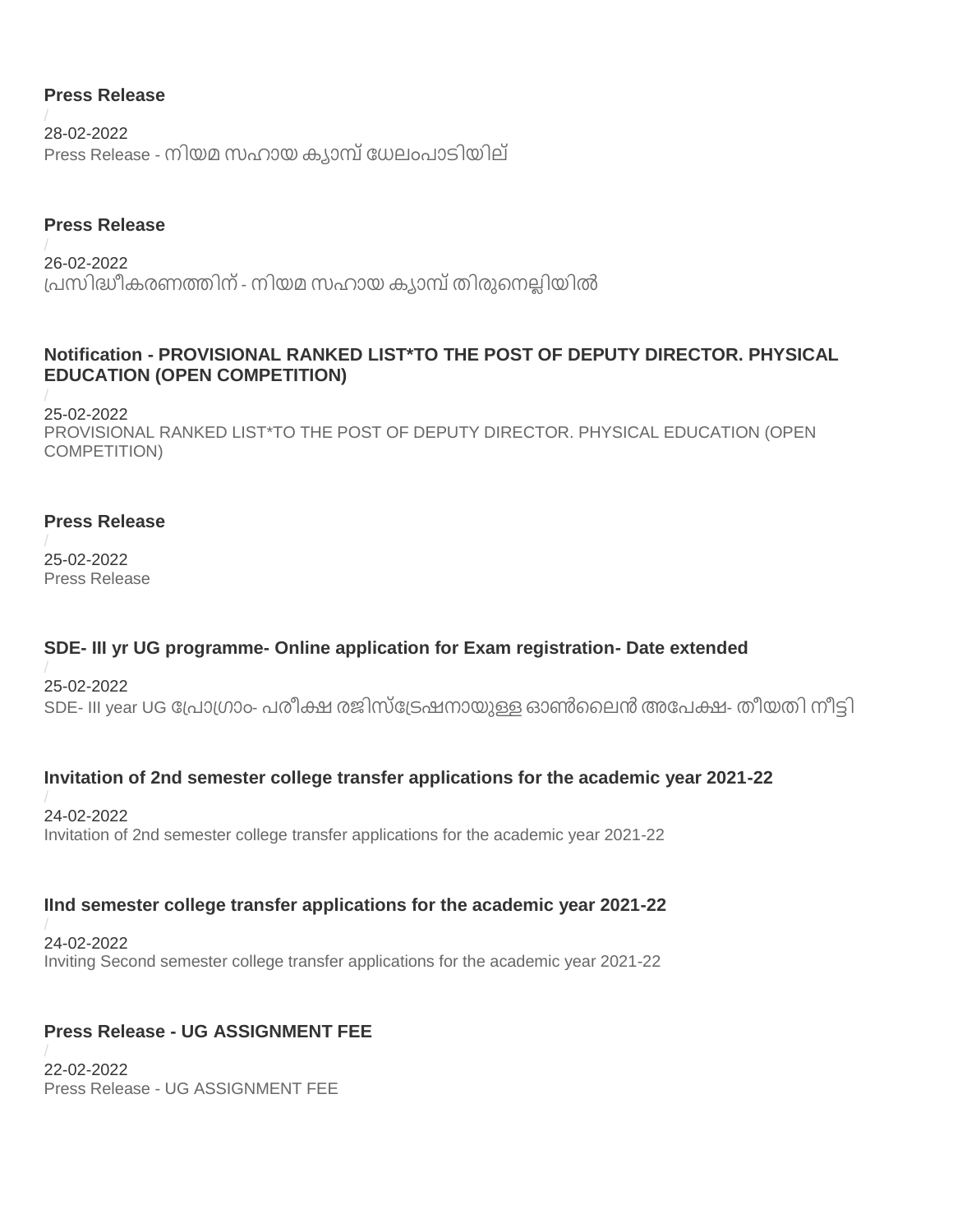**Press Release**

/

28-02-2022

Press Release - നിയമ സഹായ ക്യാമ്പ് ധേലംപാടിയില്

**Press Release**

/

26-02-2022

പ്രസിദ്ധീകരണത്തിന് - നിയമ സഹായ ക്യാമ്പ് തിരുനെല്ലിയിൽ

**Notification - PROVISIONAL RANKED LIST*TO THE POST OF DEPUTY DIRECTOR. PHYSICAL EDUCATION (OPEN COMPETITION)**

/

25-02-2022

PROVISIONAL RANKED LIST*TO THE POST OF DEPUTY DIRECTOR. PHYSICAL EDUCATION (OPEN COMPETITION)

**Press Release**

/

25-02-2022

Press Release

**SDE- III yr UG programme- Online application for Exam registration- Date extended**

/

25-02-2022

SDE- III year UG പ്രോഗ്രാം- പരീക്ഷ രജിസ്ട്രേഷനായുള്ള ഓൺലൈൻ അപേക്ഷ- തീയതി നീട്ടി

**Invitation of 2nd semester college transfer applications for the academic year 2021-22**

/

24-02-2022

Invitation of 2nd semester college transfer applications for the academic year 2021-22

**IInd semester college transfer applications for the academic year 2021-22**

/

24-02-2022

Inviting Second semester college transfer applications for the academic year 2021-22

**Press Release - UG ASSIGNMENT FEE**

/

22-02-2022

Press Release - UG ASSIGNMENT FEE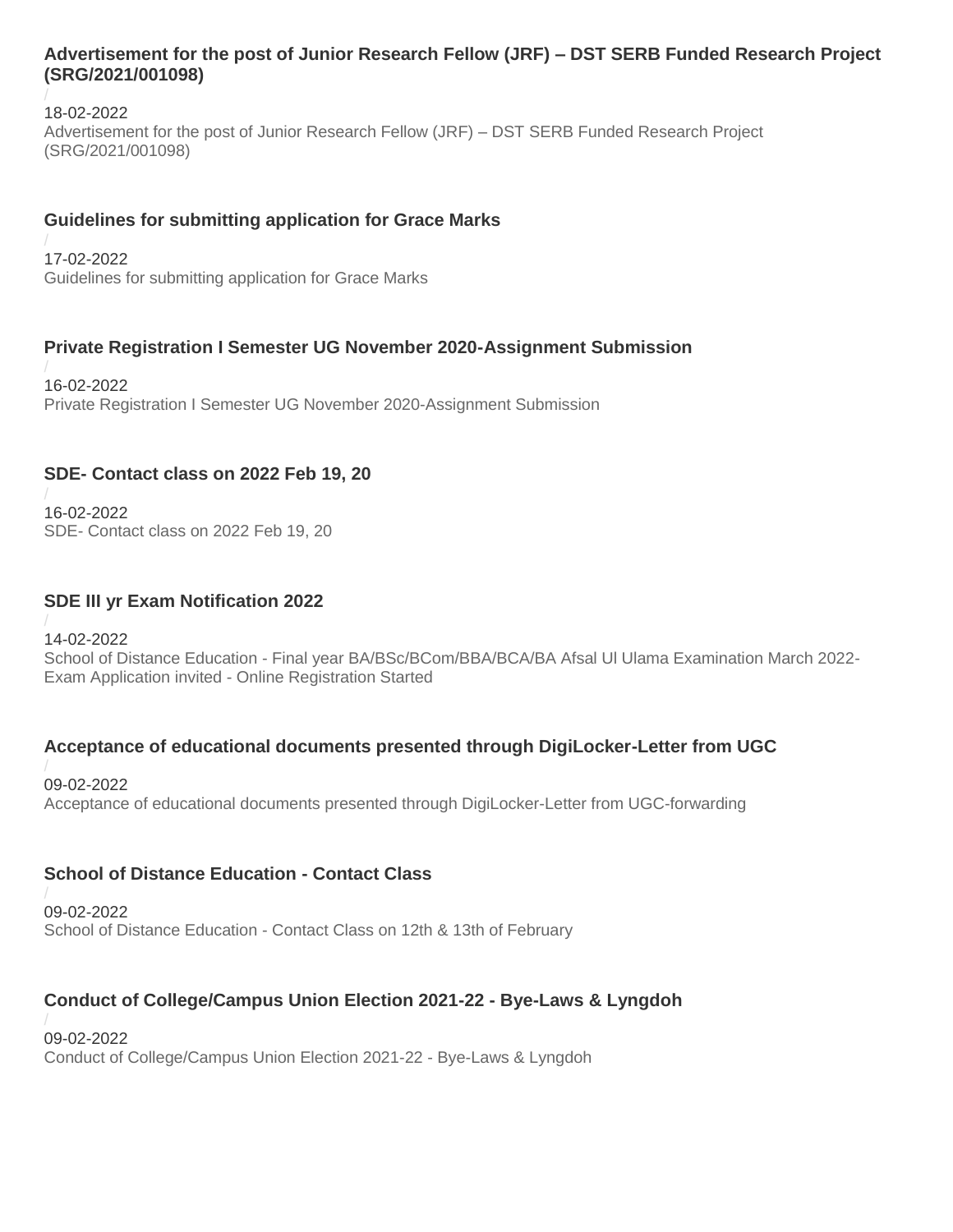### Advertisement for the post of Junior Research Fellow (JRF) – DST SERB Funded Research Project (SRG/2021/001098)

/

18-02-2022

Advertisement for the post of Junior Research Fellow (JRF) – DST SERB Funded Research Project (SRG/2021/001098)

### Guidelines for submitting application for Grace Marks

/

17-02-2022

Guidelines for submitting application for Grace Marks

### Private Registration I Semester UG November 2020-Assignment Submission

/

16-02-2022

Private Registration I Semester UG November 2020-Assignment Submission

### SDE- Contact class on 2022 Feb 19, 20

/

16-02-2022

SDE- Contact class on 2022 Feb 19, 20

### SDE III yr Exam Notification 2022

/

14-02-2022

School of Distance Education - Final year BA/BSc/BCom/BBA/BCA/BA Afsal Ul Ulama Examination March 2022- Exam Application invited - Online Registration Started

### Acceptance of educational documents presented through DigiLocker-Letter from UGC

/

09-02-2022

Acceptance of educational documents presented through DigiLocker-Letter from UGC-forwarding

### School of Distance Education - Contact Class

/

09-02-2022

School of Distance Education - Contact Class on 12th & 13th of February

### Conduct of College/Campus Union Election 2021-22 - Bye-Laws & Lyngdoh

/

09-02-2022

Conduct of College/Campus Union Election 2021-22 - Bye-Laws & Lyngdoh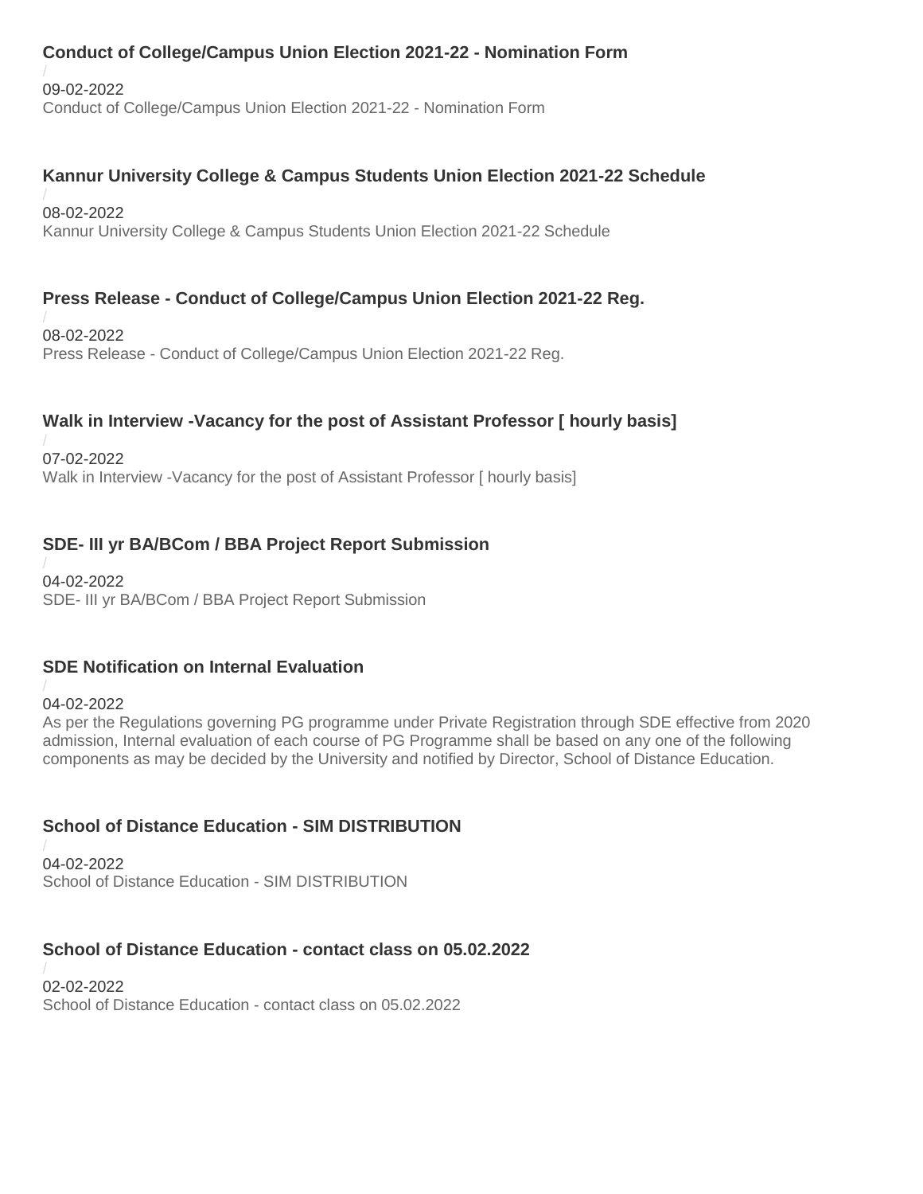### Conduct of College/Campus Union Election 2021-22 - Nomination Form

/

09-02-2022

Conduct of College/Campus Union Election 2021-22 - Nomination Form

### Kannur University College & Campus Students Union Election 2021-22 Schedule

/

08-02-2022

Kannur University College & Campus Students Union Election 2021-22 Schedule

### Press Release - Conduct of College/Campus Union Election 2021-22 Reg.

/

08-02-2022

Press Release - Conduct of College/Campus Union Election 2021-22 Reg.

### Walk in Interview -Vacancy for the post of Assistant Professor [ hourly basis]

/

07-02-2022

Walk in Interview -Vacancy for the post of Assistant Professor [ hourly basis]

### SDE- III yr BA/BCom / BBA Project Report Submission

/

04-02-2022

SDE- III yr BA/BCom / BBA Project Report Submission

### SDE Notification on Internal Evaluation

/

04-02-2022

As per the Regulations governing PG programme under Private Registration through SDE effective from 2020 admission, Internal evaluation of each course of PG Programme shall be based on any one of the following components as may be decided by the University and notified by Director, School of Distance Education.

### School of Distance Education - SIM DISTRIBUTION

/

04-02-2022

School of Distance Education - SIM DISTRIBUTION

### School of Distance Education - contact class on 05.02.2022

/

02-02-2022

School of Distance Education - contact class on 05.02.2022